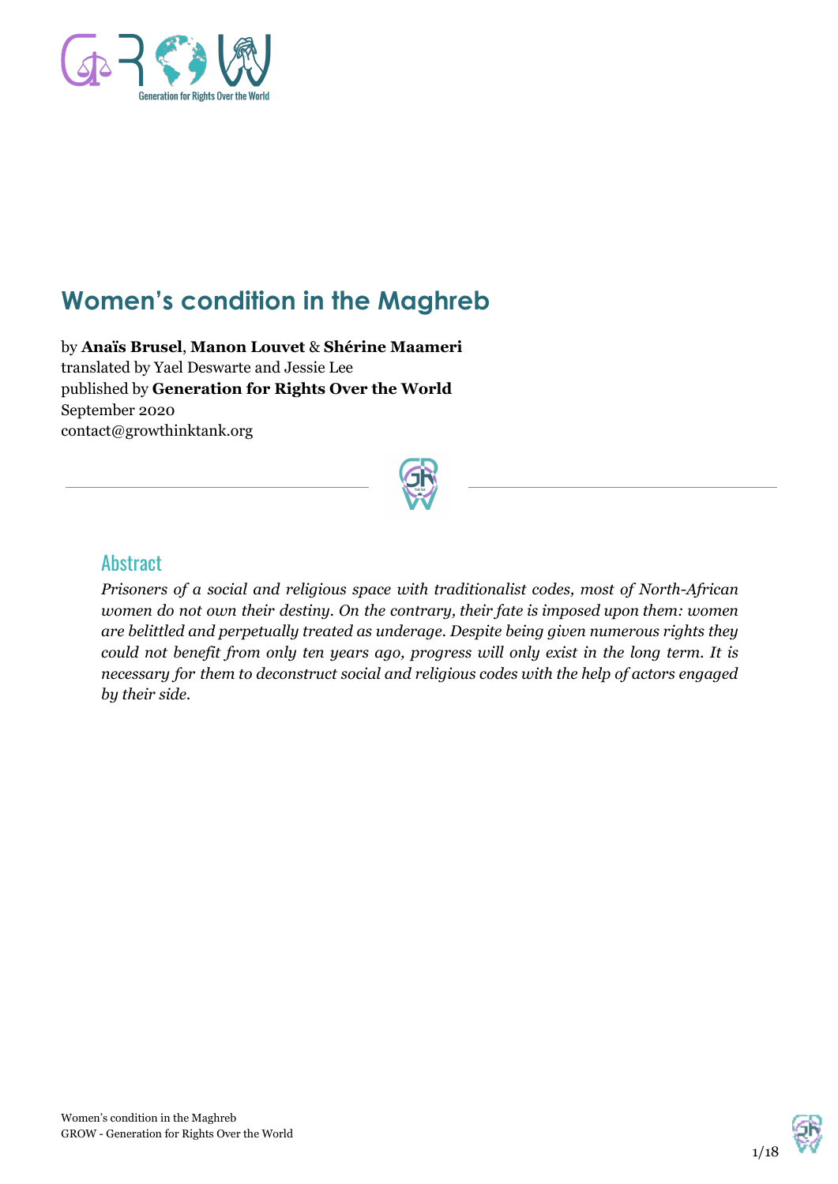# Women's condition in the Maghreb

by **Anaïs Brusel**, **Manon Louvet** & **Shérine Maameri**
translated by Yael Deswarte and Jessie Lee
published by **Generation for Rights Over the World**
September 2020
contact@growthinktank.org

## Abstract

*Prisoners of a social and religious space with traditionalist codes, most of North-African women do not own their destiny. On the contrary, their fate is imposed upon them: women are belittled and perpetually treated as underage. Despite being given numerous rights they could not benefit from only ten years ago, progress will only exist in the long term. It is necessary for them to deconstruct social and religious codes with the help of actors engaged by their side.*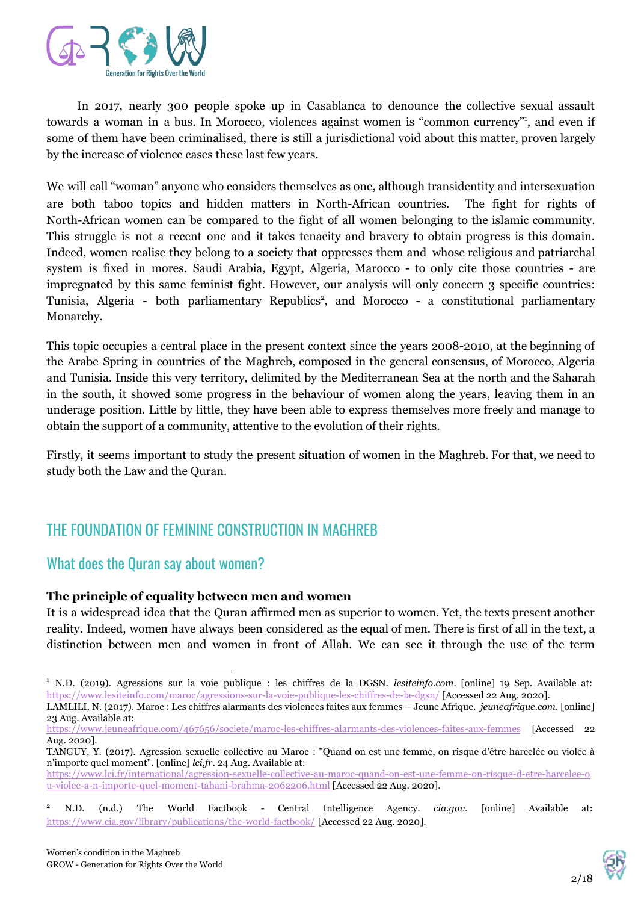In 2017, nearly 300 people spoke up in Casablanca to denounce the collective sexual assault towards a woman in a bus. In Morocco, violences against women is "common currency"[1], and even if some of them have been criminalised, there is still a jurisdictional void about this matter, proven largely by the increase of violence cases these last few years.

We will call "woman" anyone who considers themselves as one, although transidentity and intersexuation are both taboo topics and hidden matters in North-African countries. The fight for rights of North-African women can be compared to the fight of all women belonging to the islamic community. This struggle is not a recent one and it takes tenacity and bravery to obtain progress is this domain. Indeed, women realise they belong to a society that oppresses them and whose religious and patriarchal system is fixed in mores. Saudi Arabia, Egypt, Algeria, Marocco - to only cite those countries - are impregnated by this same feminist fight. However, our analysis will only concern 3 specific countries: Tunisia, Algeria - both parliamentary Republics[2], and Morocco - a constitutional parliamentary Monarchy.

This topic occupies a central place in the present context since the years 2008-2010, at the beginning of the Arabe Spring in countries of the Maghreb, composed in the general consensus, of Morocco, Algeria and Tunisia. Inside this very territory, delimited by the Mediterranean Sea at the north and the Saharah in the south, it showed some progress in the behaviour of women along the years, leaving them in an underage position. Little by little, they have been able to express themselves more freely and manage to obtain the support of a community, attentive to the evolution of their rights.

Firstly, it seems important to study the present situation of women in the Maghreb. For that, we need to study both the Law and the Quran.

## THE FOUNDATION OF FEMININE CONSTRUCTION IN MAGHREB

### What does the Quran say about women?

**The principle of equality between men and women**

It is a widespread idea that the Quran affirmed men as superior to women. Yet, the texts present another reality. Indeed, women have always been considered as the equal of men. There is first of all in the text, a distinction between men and women in front of Allah. We can see it through the use of the term

---

[1] N.D. (2019). Agressions sur la voie publique : les chiffres de la DGSN. *lesiteinfo.com*. [online] 19 Sep. Available at: https://www.lesiteinfo.com/maroc/agressions-sur-la-voie-publique-les-chiffres-de-la-dgsn/ [Accessed 22 Aug. 2020].
LAMLILI, N. (2017). Maroc : Les chiffres alarmants des violences faites aux femmes – Jeune Afrique. *jeuneafrique.com*. [online] 23 Aug. Available at: https://www.jeuneafrique.com/467656/societe/maroc-les-chiffres-alarmants-des-violences-faites-aux-femmes [Accessed 22 Aug. 2020].
TANGUY, Y. (2017). Agression sexuelle collective au Maroc : "Quand on est une femme, on risque d'être harcelée ou violée à n'importe quel moment". [online] *lci.fr*. 24 Aug. Available at: https://www.lci.fr/international/agression-sexuelle-collective-au-maroc-quand-on-est-une-femme-on-risque-d-etre-harcelee-ou-violee-a-n-importe-quel-moment-tahani-brahma-2062206.html [Accessed 22 Aug. 2020].

[2] N.D. (n.d.) The World Factbook - Central Intelligence Agency. *cia.gov*. [online] Available at: https://www.cia.gov/library/publications/the-world-factbook/ [Accessed 22 Aug. 2020].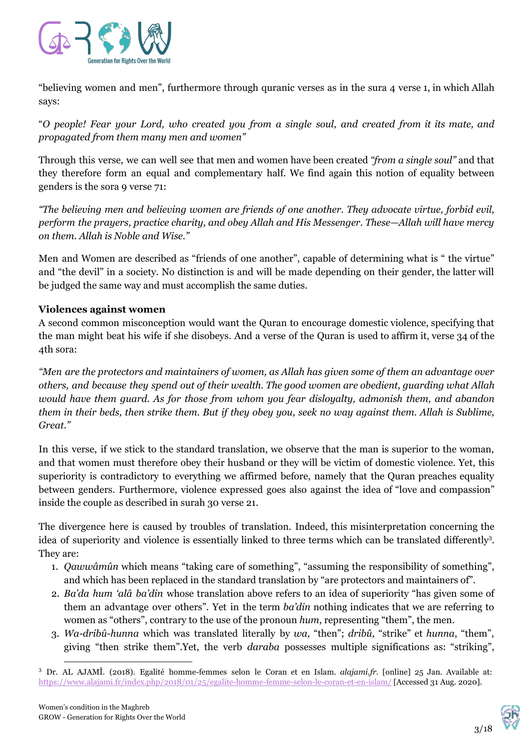"believing women and men", furthermore through quranic verses as in the sura 4 verse 1, in which Allah says:

"*O people! Fear your Lord, who created you from a single soul, and created from it its mate, and propagated from them many men and women"*

Through this verse, we can well see that men and women have been created *"from a single soul"* and that they therefore form an equal and complementary half. We find again this notion of equality between genders is the sora 9 verse 71:

*"The believing men and believing women are friends of one another. They advocate virtue, forbid evil, perform the prayers, practice charity, and obey Allah and His Messenger. These—Allah will have mercy on them. Allah is Noble and Wise."*

Men and Women are described as "friends of one another", capable of determining what is " the virtue" and "the devil" in a society. No distinction is and will be made depending on their gender, the latter will be judged the same way and must accomplish the same duties.

**Violences against women**

A second common misconception would want the Quran to encourage domestic violence, specifying that the man might beat his wife if she disobeys. And a verse of the Quran is used to affirm it, verse 34 of the 4th sora:

*"Men are the protectors and maintainers of women, as Allah has given some of them an advantage over others, and because they spend out of their wealth. The good women are obedient, guarding what Allah would have them guard. As for those from whom you fear disloyalty, admonish them, and abandon them in their beds, then strike them. But if they obey you, seek no way against them. Allah is Sublime, Great."*

In this verse, if we stick to the standard translation, we observe that the man is superior to the woman, and that women must therefore obey their husband or they will be victim of domestic violence. Yet, this superiority is contradictory to everything we affirmed before, namely that the Quran preaches equality between genders. Furthermore, violence expressed goes also against the idea of "love and compassion" inside the couple as described in surah 30 verse 21.

The divergence here is caused by troubles of translation. Indeed, this misinterpretation concerning the idea of superiority and violence is essentially linked to three terms which can be translated differently[3]. They are:

1. *Qawwâmûn* which means "taking care of something", "assuming the responsibility of something", and which has been replaced in the standard translation by "are protectors and maintainers of".
2. *Ba'da hum 'alâ ba'din* whose translation above refers to an idea of superiority "has given some of them an advantage over others". Yet in the term *ba'din* nothing indicates that we are referring to women as "others", contrary to the use of the pronoun *hum*, representing "them", the men.
3. *Wa-dribû-hunna* which was translated literally by *wa,* "then"; *dribû*, "strike" et *hunna*, "them", giving "then strike them".Yet, the verb *daraba* possesses multiple significations as: "striking",

[3] Dr. AL AJAMÎ. (2018). Egalité homme-femmes selon le Coran et en Islam. *alajami.fr*. [online] 25 Jan. Available at: https://www.alajami.fr/index.php/2018/01/25/egalite-homme-femme-selon-le-coran-et-en-islam/ [Accessed 31 Aug. 2020].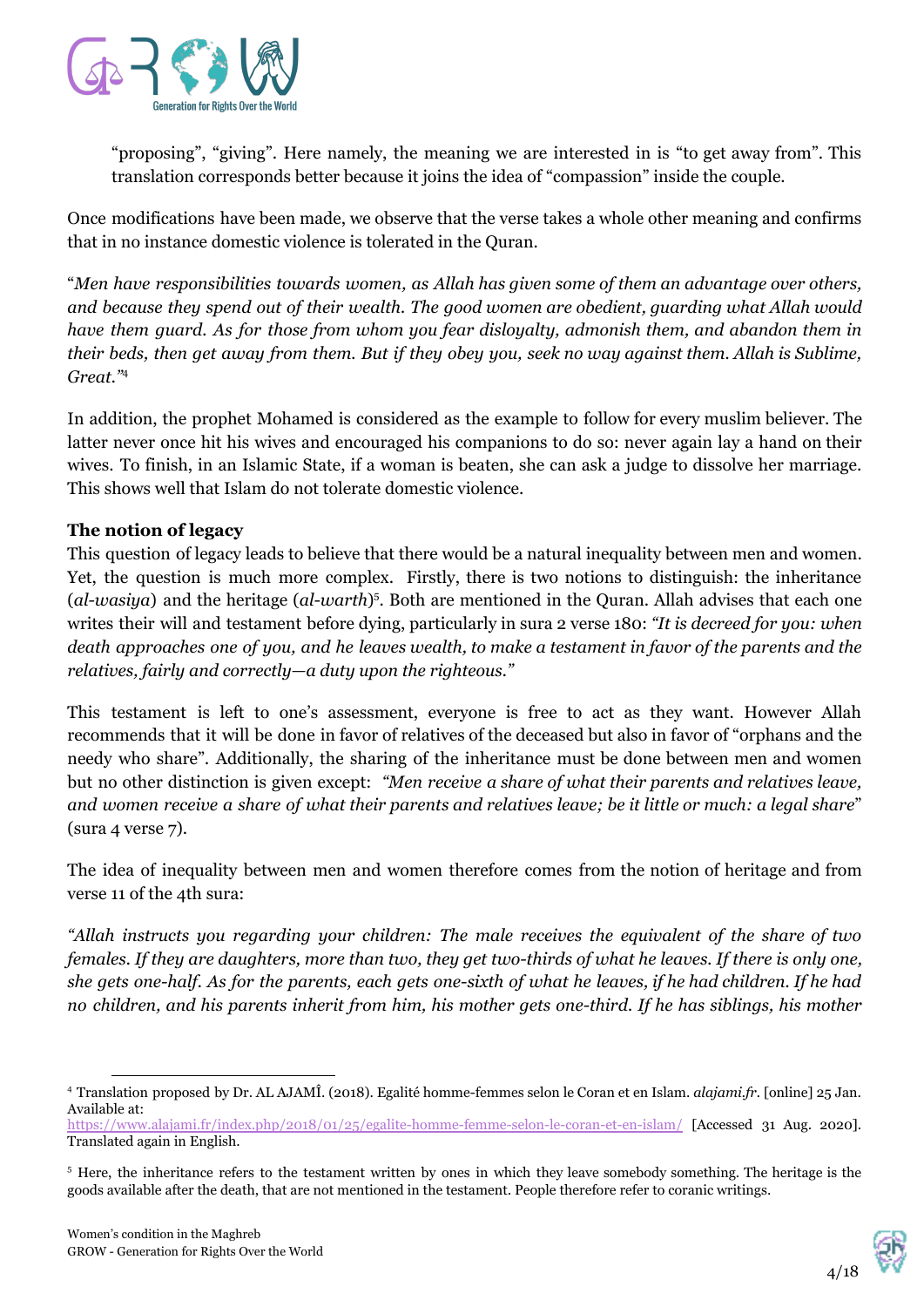"proposing", "giving". Here namely, the meaning we are interested in is "to get away from". This translation corresponds better because it joins the idea of "compassion" inside the couple.

Once modifications have been made, we observe that the verse takes a whole other meaning and confirms that in no instance domestic violence is tolerated in the Quran.

"*Men have responsibilities towards women, as Allah has given some of them an advantage over others, and because they spend out of their wealth. The good women are obedient, guarding what Allah would have them guard. As for those from whom you fear disloyalty, admonish them, and abandon them in their beds, then get away from them. But if they obey you, seek no way against them. Allah is Sublime, Great.*"[4]

In addition, the prophet Mohamed is considered as the example to follow for every muslim believer. The latter never once hit his wives and encouraged his companions to do so: never again lay a hand on their wives. To finish, in an Islamic State, if a woman is beaten, she can ask a judge to dissolve her marriage. This shows well that Islam do not tolerate domestic violence.

**The notion of legacy**

This question of legacy leads to believe that there would be a natural inequality between men and women. Yet, the question is much more complex. Firstly, there is two notions to distinguish: the inheritance (*al-wasiya*) and the heritage (*al-warth*)[5]. Both are mentioned in the Quran. Allah advises that each one writes their will and testament before dying, particularly in sura 2 verse 180: *"It is decreed for you: when death approaches one of you, and he leaves wealth, to make a testament in favor of the parents and the relatives, fairly and correctly—a duty upon the righteous."*

This testament is left to one's assessment, everyone is free to act as they want. However Allah recommends that it will be done in favor of relatives of the deceased but also in favor of "orphans and the needy who share". Additionally, the sharing of the inheritance must be done between men and women but no other distinction is given except: *"Men receive a share of what their parents and relatives leave, and women receive a share of what their parents and relatives leave; be it little or much: a legal share*" (sura 4 verse 7).

The idea of inequality between men and women therefore comes from the notion of heritage and from verse 11 of the 4th sura:

*"Allah instructs you regarding your children: The male receives the equivalent of the share of two females. If they are daughters, more than two, they get two-thirds of what he leaves. If there is only one, she gets one-half. As for the parents, each gets one-sixth of what he leaves, if he had children. If he had no children, and his parents inherit from him, his mother gets one-third. If he has siblings, his mother*

---

[4] Translation proposed by Dr. AL AJAMÎ. (2018). Egalité homme-femmes selon le Coran et en Islam. *alajami.fr*. [online] 25 Jan. Available at: https://www.alajami.fr/index.php/2018/01/25/egalite-homme-femme-selon-le-coran-et-en-islam/ [Accessed 31 Aug. 2020]. Translated again in English.

[5] Here, the inheritance refers to the testament written by ones in which they leave somebody something. The heritage is the goods available after the death, that are not mentioned in the testament. People therefore refer to coranic writings.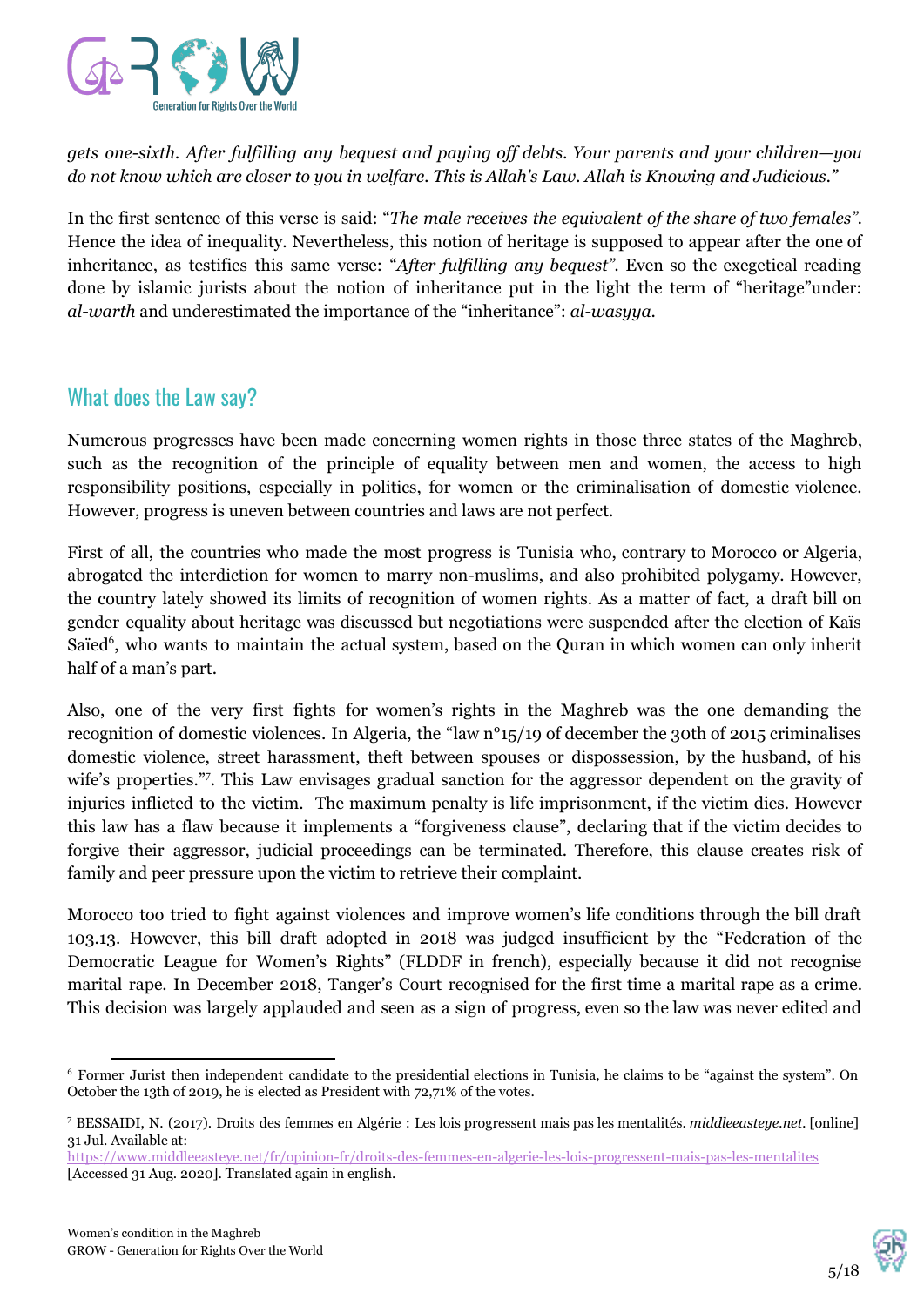*gets one-sixth. After fulfilling any bequest and paying off debts. Your parents and your children—you do not know which are closer to you in welfare. This is Allah's Law. Allah is Knowing and Judicious."*

In the first sentence of this verse is said: "*The male receives the equivalent of the share of two females*". Hence the idea of inequality. Nevertheless, this notion of heritage is supposed to appear after the one of inheritance, as testifies this same verse: "*After fulfilling any bequest*". Even so the exegetical reading done by islamic jurists about the notion of inheritance put in the light the term of "heritage"under: *al-warth* and underestimated the importance of the "inheritance": *al-wasyya*.

## What does the Law say?

Numerous progresses have been made concerning women rights in those three states of the Maghreb, such as the recognition of the principle of equality between men and women, the access to high responsibility positions, especially in politics, for women or the criminalisation of domestic violence. However, progress is uneven between countries and laws are not perfect.

First of all, the countries who made the most progress is Tunisia who, contrary to Morocco or Algeria, abrogated the interdiction for women to marry non-muslims, and also prohibited polygamy. However, the country lately showed its limits of recognition of women rights. As a matter of fact, a draft bill on gender equality about heritage was discussed but negotiations were suspended after the election of Kaïs Saïed[6], who wants to maintain the actual system, based on the Quran in which women can only inherit half of a man's part.

Also, one of the very first fights for women's rights in the Maghreb was the one demanding the recognition of domestic violences. In Algeria, the "law n°15/19 of december the 30th of 2015 criminalises domestic violence, street harassment, theft between spouses or dispossession, by the husband, of his wife's properties."[7]. This Law envisages gradual sanction for the aggressor dependent on the gravity of injuries inflicted to the victim. The maximum penalty is life imprisonment, if the victim dies. However this law has a flaw because it implements a "forgiveness clause", declaring that if the victim decides to forgive their aggressor, judicial proceedings can be terminated. Therefore, this clause creates risk of family and peer pressure upon the victim to retrieve their complaint.

Morocco too tried to fight against violences and improve women's life conditions through the bill draft 103.13. However, this bill draft adopted in 2018 was judged insufficient by the "Federation of the Democratic League for Women's Rights" (FLDDF in french), especially because it did not recognise marital rape. In December 2018, Tanger's Court recognised for the first time a marital rape as a crime. This decision was largely applauded and seen as a sign of progress, even so the law was never edited and

---

[6] Former Jurist then independent candidate to the presidential elections in Tunisia, he claims to be "against the system". On October the 13th of 2019, he is elected as President with 72,71% of the votes.

[7] BESSAIDI, N. (2017). Droits des femmes en Algérie : Les lois progressent mais pas les mentalités. *middleeasteye.net*. [online] 31 Jul. Available at: https://www.middleeasteye.net/fr/opinion-fr/droits-des-femmes-en-algerie-les-lois-progressent-mais-pas-les-mentalites [Accessed 31 Aug. 2020]. Translated again in english.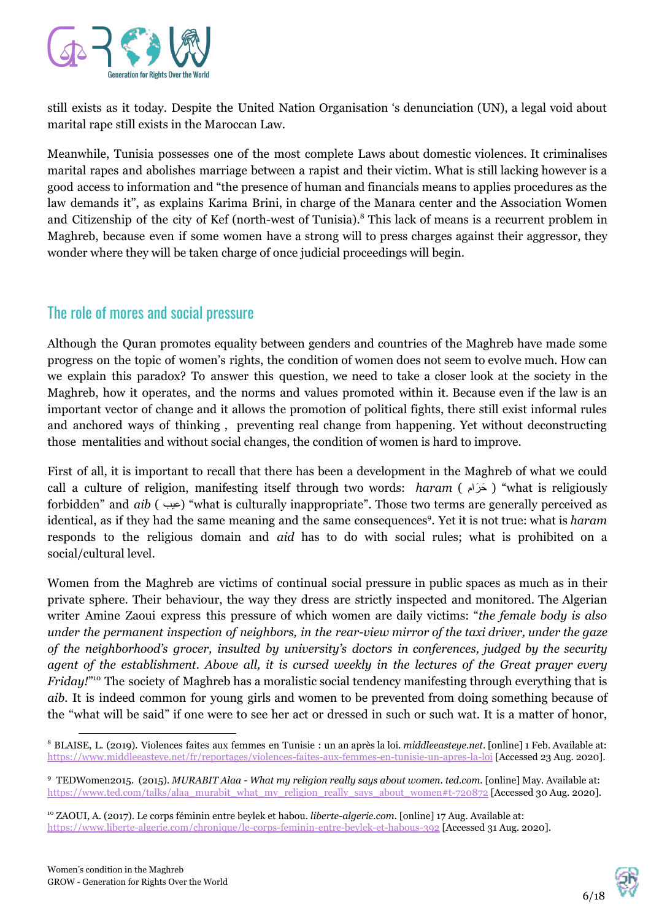still exists as it today. Despite the United Nation Organisation 's denunciation (UN), a legal void about marital rape still exists in the Maroccan Law.

Meanwhile, Tunisia possesses one of the most complete Laws about domestic violences. It criminalises marital rapes and abolishes marriage between a rapist and their victim. What is still lacking however is a good access to information and "the presence of human and financials means to applies procedures as the law demands it", as explains Karima Brini, in charge of the Manara center and the Association Women and Citizenship of the city of Kef (north-west of Tunisia).[8] This lack of means is a recurrent problem in Maghreb, because even if some women have a strong will to press charges against their aggressor, they wonder where they will be taken charge of once judicial proceedings will begin.

## The role of mores and social pressure

Although the Quran promotes equality between genders and countries of the Maghreb have made some progress on the topic of women's rights, the condition of women does not seem to evolve much. How can we explain this paradox? To answer this question, we need to take a closer look at the society in the Maghreb, how it operates, and the norms and values promoted within it. Because even if the law is an important vector of change and it allows the promotion of political fights, there still exist informal rules and anchored ways of thinking , preventing real change from happening. Yet without deconstructing those mentalities and without social changes, the condition of women is hard to improve.

First of all, it is important to recall that there has been a development in the Maghreb of what we could call a culture of religion, manifesting itself through two words: *haram* ( حَرَام ) "what is religiously forbidden" and *aib* ( عيب) "what is culturally inappropriate". Those two terms are generally perceived as identical, as if they had the same meaning and the same consequences[9]. Yet it is not true: what is *haram* responds to the religious domain and *aid* has to do with social rules; what is prohibited on a social/cultural level.

Women from the Maghreb are victims of continual social pressure in public spaces as much as in their private sphere. Their behaviour, the way they dress are strictly inspected and monitored. The Algerian writer Amine Zaoui express this pressure of which women are daily victims: "*the female body is also under the permanent inspection of neighbors, in the rear-view mirror of the taxi driver, under the gaze of the neighborhood's grocer, insulted by university's doctors in conferences, judged by the security agent of the establishment. Above all, it is cursed weekly in the lectures of the Great prayer every Friday!*"[10] The society of Maghreb has a moralistic social tendency manifesting through everything that is *aib*. It is indeed common for young girls and women to be prevented from doing something because of the "what will be said" if one were to see her act or dressed in such or such wat. It is a matter of honor,

---

[8] BLAISE, L. (2019). Violences faites aux femmes en Tunisie : un an après la loi. *middleeasteye.net*. [online] 1 Feb. Available at: https://www.middleeasteye.net/fr/reportages/violences-faites-aux-femmes-en-tunisie-un-apres-la-loi [Accessed 23 Aug. 2020].

[9] TEDWomen2015. (2015). *MURABIT Alaa - What my religion really says about women. ted.com.* [online] May. Available at: https://www.ted.com/talks/alaa_murabit_what_my_religion_really_says_about_women#t-720872 [Accessed 30 Aug. 2020].

[10] ZAOUI, A. (2017). Le corps féminin entre beylek et habou. *liberte-algerie.com*. [online] 17 Aug. Available at: https://www.liberte-algerie.com/chronique/le-corps-feminin-entre-beylek-et-habous-392 [Accessed 31 Aug. 2020].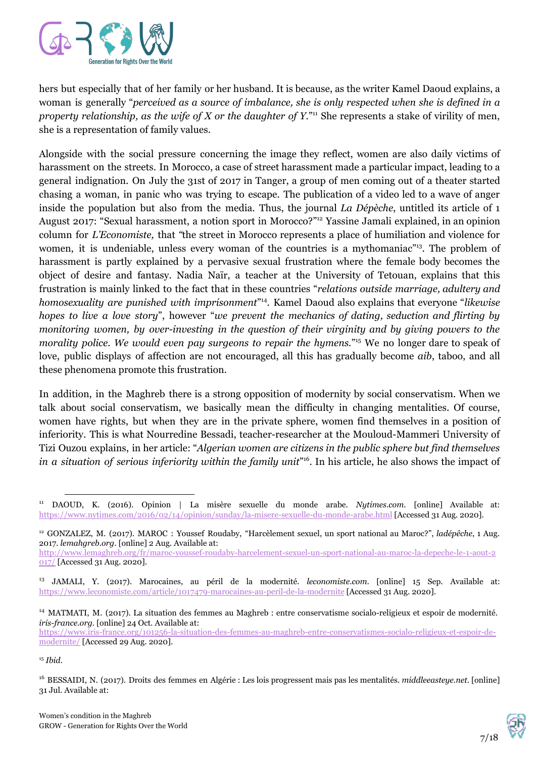hers but especially that of her family or her husband. It is because, as the writer Kamel Daoud explains, a woman is generally "*perceived as a source of imbalance, she is only respected when she is defined in a property relationship, as the wife of X or the daughter of Y.*"[11] She represents a stake of virility of men, she is a representation of family values.

Alongside with the social pressure concerning the image they reflect, women are also daily victims of harassment on the streets. In Morocco, a case of street harassment made a particular impact, leading to a general indignation. On July the 31st of 2017 in Tanger, a group of men coming out of a theater started chasing a woman, in panic who was trying to escape. The publication of a video led to a wave of anger inside the population but also from the media. Thus, the journal *La Dépèche*, untitled its article of 1 August 2017: "Sexual harassment, a notion sport in Morocco?"[12] Yassine Jamali explained, in an opinion column for *L'Economiste,* that "the street in Morocco represents a place of humiliation and violence for women, it is undeniable, unless every woman of the countries is a mythomaniac"[13]. The problem of harassment is partly explained by a pervasive sexual frustration where the female body becomes the object of desire and fantasy. Nadia Naïr, a teacher at the University of Tetouan, explains that this frustration is mainly linked to the fact that in these countries "*relations outside marriage, adultery and homosexuality are punished with imprisonment*"[14]. Kamel Daoud also explains that everyone "*likewise hopes to live a love story*", however "*we prevent the mechanics of dating, seduction and flirting by monitoring women, by over-investing in the question of their virginity and by giving powers to the morality police. We would even pay surgeons to repair the hymens.*"[15] We no longer dare to speak of love, public displays of affection are not encouraged, all this has gradually become *aib*, taboo, and all these phenomena promote this frustration.

In addition, in the Maghreb there is a strong opposition of modernity by social conservatism. When we talk about social conservatism, we basically mean the difficulty in changing mentalities. Of course, women have rights, but when they are in the private sphere, women find themselves in a position of inferiority. This is what Nourredine Bessadi, teacher-researcher at the Mouloud-Mammeri University of Tizi Ouzou explains, in her article: "*Algerian women are citizens in the public sphere but find themselves in a situation of serious inferiority within the family unit*"[16]. In his article, he also shows the impact of

---

[11] DAOUD, K. (2016). Opinion | La misère sexuelle du monde arabe. *Nytimes.com*. [online] Available at: https://www.nytimes.com/2016/02/14/opinion/sunday/la-misere-sexuelle-du-monde-arabe.html [Accessed 31 Aug. 2020].

[12] GONZALEZ, M. (2017). MAROC : Youssef Roudaby, "Harcèlement sexuel, un sport national au Maroc?", *ladépêche*, 1 Aug. 2017. *lemahgreb.org*. [online] 2 Aug. Available at: http://www.lemaghreb.org/fr/maroc-youssef-roudaby-harcelement-sexuel-un-sport-national-au-maroc-la-depeche-le-1-aout-2017/ [Accessed 31 Aug. 2020].

[13] JAMALI, Y. (2017). Marocaines, au péril de la modernité. *leconomiste.com*. [online] 15 Sep. Available at: https://www.leconomiste.com/article/1017479-marocaines-au-peril-de-la-modernite [Accessed 31 Aug. 2020].

[14] MATMATI, M. (2017). La situation des femmes au Maghreb : entre conservatisme socialo-religieux et espoir de modernité. *iris-france.org*. [online] 24 Oct. Available at: https://www.iris-france.org/101256-la-situation-des-femmes-au-maghreb-entre-conservatismes-socialo-religieux-et-espoir-de-modernite/ [Accessed 29 Aug. 2020].

[15] *Ibid.*

[16] BESSAIDI, N. (2017). Droits des femmes en Algérie : Les lois progressent mais pas les mentalités. *middleeasteye.net*. [online] 31 Jul. Available at: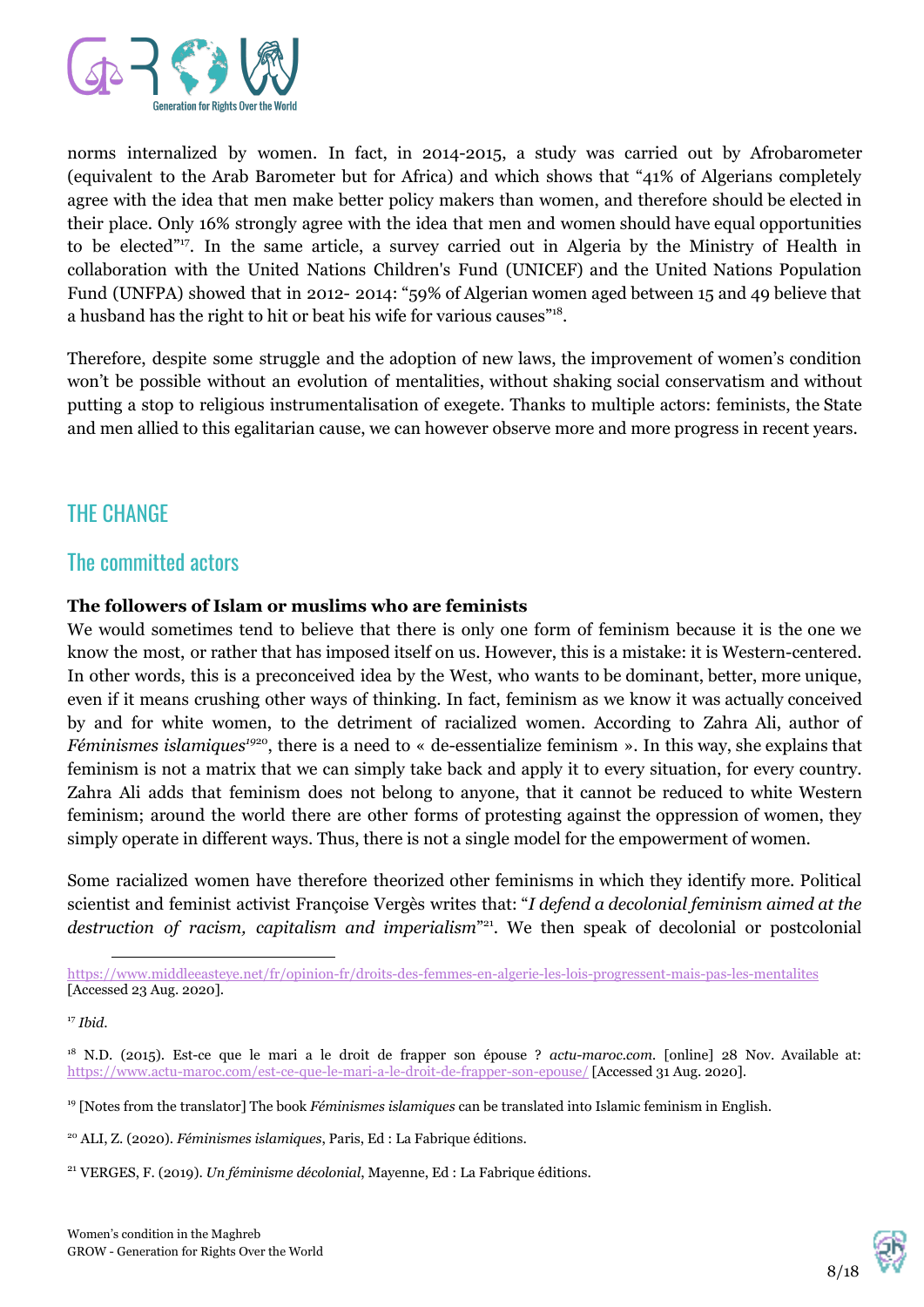norms internalized by women. In fact, in 2014-2015, a study was carried out by Afrobarometer (equivalent to the Arab Barometer but for Africa) and which shows that "41% of Algerians completely agree with the idea that men make better policy makers than women, and therefore should be elected in their place. Only 16% strongly agree with the idea that men and women should have equal opportunities to be elected"[17]. In the same article, a survey carried out in Algeria by the Ministry of Health in collaboration with the United Nations Children's Fund (UNICEF) and the United Nations Population Fund (UNFPA) showed that in 2012- 2014: "59% of Algerian women aged between 15 and 49 believe that a husband has the right to hit or beat his wife for various causes"[18].

Therefore, despite some struggle and the adoption of new laws, the improvement of women's condition won't be possible without an evolution of mentalities, without shaking social conservatism and without putting a stop to religious instrumentalisation of exegete. Thanks to multiple actors: feminists, the State and men allied to this egalitarian cause, we can however observe more and more progress in recent years.

## THE CHANGE

### The committed actors

**The followers of Islam or muslims who are feminists**

We would sometimes tend to believe that there is only one form of feminism because it is the one we know the most, or rather that has imposed itself on us. However, this is a mistake: it is Western-centered. In other words, this is a preconceived idea by the West, who wants to be dominant, better, more unique, even if it means crushing other ways of thinking. In fact, feminism as we know it was actually conceived by and for white women, to the detriment of racialized women. According to Zahra Ali, author of *Féminismes islamiques*[19][20], there is a need to « de-essentialize feminism ». In this way, she explains that feminism is not a matrix that we can simply take back and apply it to every situation, for every country. Zahra Ali adds that feminism does not belong to anyone, that it cannot be reduced to white Western feminism; around the world there are other forms of protesting against the oppression of women, they simply operate in different ways. Thus, there is not a single model for the empowerment of women.

Some racialized women have therefore theorized other feminisms in which they identify more. Political scientist and feminist activist Françoise Vergès writes that: "*I defend a decolonial feminism aimed at the destruction of racism, capitalism and imperialism*"[21]. We then speak of decolonial or postcolonial

---

https://www.middleeasteye.net/fr/opinion-fr/droits-des-femmes-en-algerie-les-lois-progressent-mais-pas-les-mentalites [Accessed 23 Aug. 2020].

[17] *Ibid.*

[18] N.D. (2015). Est-ce que le mari a le droit de frapper son épouse ? *actu-maroc.com*. [online] 28 Nov. Available at: https://www.actu-maroc.com/est-ce-que-le-mari-a-le-droit-de-frapper-son-epouse/ [Accessed 31 Aug. 2020].

[19] [Notes from the translator] The book *Féminismes islamiques* can be translated into Islamic feminism in English.

[20] ALI, Z. (2020). *Féminismes islamiques*, Paris, Ed : La Fabrique éditions.

[21] VERGES, F. (2019). *Un féminisme décolonial*, Mayenne, Ed : La Fabrique éditions.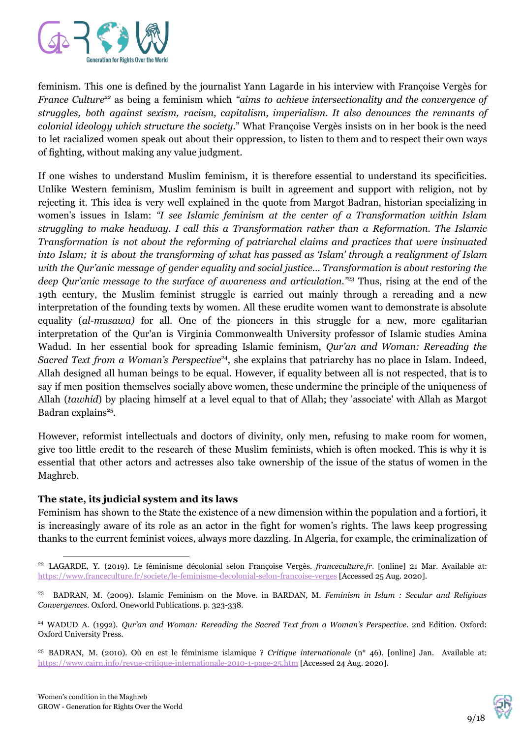feminism. This one is defined by the journalist Yann Lagarde in his interview with Françoise Vergès for *France Culture*[22] as being a feminism which *"aims to achieve intersectionality and the convergence of struggles, both against sexism, racism, capitalism, imperialism. It also denounces the remnants of colonial ideology which structure the society.*" What Françoise Vergès insists on in her book is the need to let racialized women speak out about their oppression, to listen to them and to respect their own ways of fighting, without making any value judgment.

If one wishes to understand Muslim feminism, it is therefore essential to understand its specificities. Unlike Western feminism, Muslim feminism is built in agreement and support with religion, not by rejecting it. This idea is very well explained in the quote from Margot Badran, historian specializing in women's issues in Islam: *"I see Islamic feminism at the center of a Transformation within Islam struggling to make headway. I call this a Transformation rather than a Reformation. The Islamic Transformation is not about the reforming of patriarchal claims and practices that were insinuated into Islam; it is about the transforming of what has passed as 'Islam' through a realignment of Islam with the Qur'anic message of gender equality and social justice... Transformation is about restoring the deep Qur'anic message to the surface of awareness and articulation."*[23] Thus, rising at the end of the 19th century, the Muslim feminist struggle is carried out mainly through a rereading and a new interpretation of the founding texts by women. All these erudite women want to demonstrate is absolute equality (*al-musawa)* for all. One of the pioneers in this struggle for a new, more egalitarian interpretation of the Qur'an is Virginia Commonwealth University professor of Islamic studies Amina Wadud. In her essential book for spreading Islamic feminism, *Qur'an and Woman: Rereading the Sacred Text from a Woman's Perspective*[24], she explains that patriarchy has no place in Islam. Indeed, Allah designed all human beings to be equal. However, if equality between all is not respected, that is to say if men position themselves socially above women, these undermine the principle of the uniqueness of Allah (*tawhid*) by placing himself at a level equal to that of Allah; they 'associate' with Allah as Margot Badran explains[25].

However, reformist intellectuals and doctors of divinity, only men, refusing to make room for women, give too little credit to the research of these Muslim feminists, which is often mocked. This is why it is essential that other actors and actresses also take ownership of the issue of the status of women in the Maghreb.

**The state, its judicial system and its laws**

Feminism has shown to the State the existence of a new dimension within the population and a fortiori, it is increasingly aware of its role as an actor in the fight for women's rights. The laws keep progressing thanks to the current feminist voices, always more dazzling. In Algeria, for example, the criminalization of

---

[22] LAGARDE, Y. (2019). Le féminisme décolonial selon Françoise Vergès. *franceculture.fr.* [online] 21 Mar. Available at: https://www.franceculture.fr/societe/le-feminisme-decolonial-selon-francoise-verges [Accessed 25 Aug. 2020].

[23] BADRAN, M. (2009). Islamic Feminism on the Move. in BARDAN, M. *Feminism in Islam : Secular and Religious Convergences*. Oxford. Oneworld Publications. p. 323-338.

[24] WADUD A. (1992). *Qur'an and Woman: Rereading the Sacred Text from a Woman's Perspective.* 2nd Edition. Oxford: Oxford University Press.

[25] BADRAN, M. (2010). Où en est le féminisme islamique ? *Critique internationale* (n° 46). [online] Jan. Available at: https://www.cairn.info/revue-critique-internationale-2010-1-page-25.htm [Accessed 24 Aug. 2020].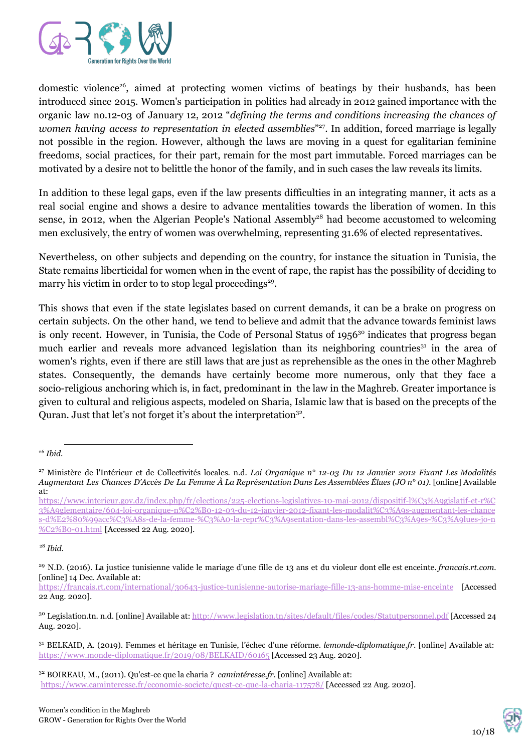domestic violence[26], aimed at protecting women victims of beatings by their husbands, has been introduced since 2015. Women's participation in politics had already in 2012 gained importance with the organic law no.12-03 of January 12, 2012 "*defining the terms and conditions increasing the chances of women having access to representation in elected assemblies*"[27]. In addition, forced marriage is legally not possible in the region. However, although the laws are moving in a quest for egalitarian feminine freedoms, social practices, for their part, remain for the most part immutable. Forced marriages can be motivated by a desire not to belittle the honor of the family, and in such cases the law reveals its limits.

In addition to these legal gaps, even if the law presents difficulties in an integrating manner, it acts as a real social engine and shows a desire to advance mentalities towards the liberation of women. In this sense, in 2012, when the Algerian People's National Assembly[28] had become accustomed to welcoming men exclusively, the entry of women was overwhelming, representing 31.6% of elected representatives.

Nevertheless, on other subjects and depending on the country, for instance the situation in Tunisia, the State remains liberticidal for women when in the event of rape, the rapist has the possibility of deciding to marry his victim in order to to stop legal proceedings[29].

This shows that even if the state legislates based on current demands, it can be a brake on progress on certain subjects. On the other hand, we tend to believe and admit that the advance towards feminist laws is only recent. However, in Tunisia, the Code of Personal Status of 1956[30] indicates that progress began much earlier and reveals more advanced legislation than its neighboring countries[31] in the area of women's rights, even if there are still laws that are just as reprehensible as the ones in the other Maghreb states. Consequently, the demands have certainly become more numerous, only that they face a socio-religious anchoring which is, in fact, predominant in the law in the Maghreb. Greater importance is given to cultural and religious aspects, modeled on Sharia, Islamic law that is based on the precepts of the Quran. Just that let's not forget it's about the interpretation[32].

---

[26] *Ibid.*

[27] Ministère de l'Intérieur et de Collectivités locales. n.d. *Loi Organique n° 12-03 Du 12 Janvier 2012 Fixant Les Modalités Augmentant Les Chances D'Accès De La Femme À La Représentation Dans Les Assemblées Élues (JO n° 01).* [online] Available at: https://www.interieur.gov.dz/index.php/fr/elections/225-elections-legislatives-10-mai-2012/dispositif-l%C3%A9gislatif-et-r%C3%A9glementaire/604-loi-organique-n%C2%B0-12-03-du-12-janvier-2012-fixant-les-modalit%C3%A9s-augmentant-les-chances-d%E2%80%99acc%C3%A8s-de-la-femme-%C3%A0-la-repr%C3%A9sentation-dans-les-assembl%C3%A9es-%C3%A9lues-jo-n%C2%B0-01.html [Accessed 22 Aug. 2020].

[28] *Ibid.*

[29] N.D. (2016). La justice tunisienne valide le mariage d'une fille de 13 ans et du violeur dont elle est enceinte. *francais.rt.com.* [online] 14 Dec. Available at: https://francais.rt.com/international/30643-justice-tunisienne-autorise-mariage-fille-13-ans-homme-mise-enceinte [Accessed 22 Aug. 2020].

[30] Legislation.tn. n.d. [online] Available at: http://www.legislation.tn/sites/default/files/codes/Statutpersonnel.pdf [Accessed 24 Aug. 2020].

[31] BELKAID, A. (2019). Femmes et héritage en Tunisie, l'échec d'une réforme. *lemonde-diplomatique.fr.* [online] Available at: https://www.monde-diplomatique.fr/2019/08/BELKAID/60165 [Accessed 23 Aug. 2020].

[32] BOIREAU, M., (2011). Qu'est-ce que la charia ? *camintéresse.fr.* [online] Available at: https://www.caminteresse.fr/economie-societe/quest-ce-que-la-charia-117578/ [Accessed 22 Aug. 2020].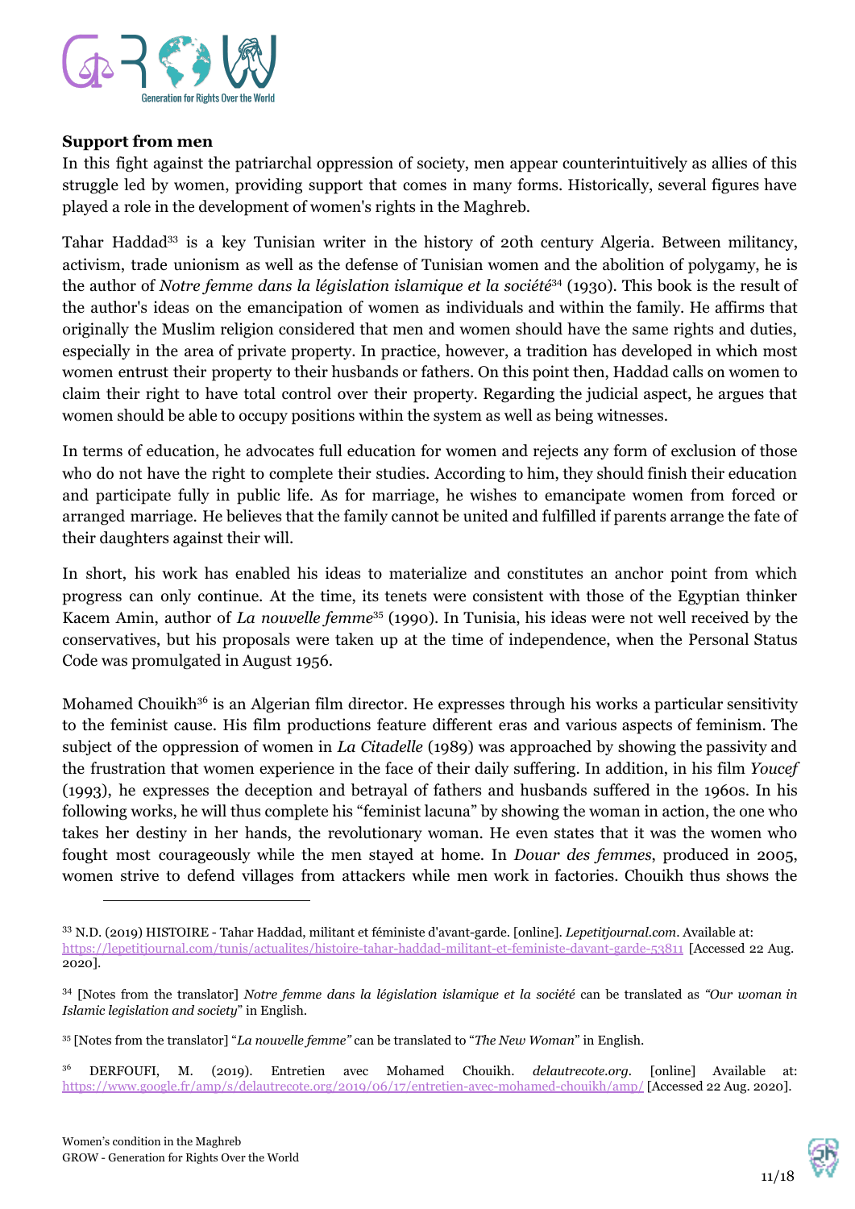**Support from men**

In this fight against the patriarchal oppression of society, men appear counterintuitively as allies of this struggle led by women, providing support that comes in many forms. Historically, several figures have played a role in the development of women's rights in the Maghreb.

Tahar Haddad[33] is a key Tunisian writer in the history of 20th century Algeria. Between militancy, activism, trade unionism as well as the defense of Tunisian women and the abolition of polygamy, he is the author of *Notre femme dans la législation islamique et la société*[34] (1930). This book is the result of the author's ideas on the emancipation of women as individuals and within the family. He affirms that originally the Muslim religion considered that men and women should have the same rights and duties, especially in the area of private property. In practice, however, a tradition has developed in which most women entrust their property to their husbands or fathers. On this point then, Haddad calls on women to claim their right to have total control over their property. Regarding the judicial aspect, he argues that women should be able to occupy positions within the system as well as being witnesses.

In terms of education, he advocates full education for women and rejects any form of exclusion of those who do not have the right to complete their studies. According to him, they should finish their education and participate fully in public life. As for marriage, he wishes to emancipate women from forced or arranged marriage. He believes that the family cannot be united and fulfilled if parents arrange the fate of their daughters against their will.

In short, his work has enabled his ideas to materialize and constitutes an anchor point from which progress can only continue. At the time, its tenets were consistent with those of the Egyptian thinker Kacem Amin, author of *La nouvelle femme*[35] (1990). In Tunisia, his ideas were not well received by the conservatives, but his proposals were taken up at the time of independence, when the Personal Status Code was promulgated in August 1956.

Mohamed Chouikh[36] is an Algerian film director. He expresses through his works a particular sensitivity to the feminist cause. His film productions feature different eras and various aspects of feminism. The subject of the oppression of women in *La Citadelle* (1989) was approached by showing the passivity and the frustration that women experience in the face of their daily suffering. In addition, in his film *Youcef* (1993), he expresses the deception and betrayal of fathers and husbands suffered in the 1960s. In his following works, he will thus complete his "feminist lacuna" by showing the woman in action, the one who takes her destiny in her hands, the revolutionary woman. He even states that it was the women who fought most courageously while the men stayed at home. In *Douar des femmes*, produced in 2005, women strive to defend villages from attackers while men work in factories. Chouikh thus shows the

---

[33] N.D. (2019) HISTOIRE - Tahar Haddad, militant et féministe d'avant-garde. [online]. *Lepetitjournal.com*. Available at: https://lepetitjournal.com/tunis/actualites/histoire-tahar-haddad-militant-et-feministe-davant-garde-53811 [Accessed 22 Aug. 2020].

[34] [Notes from the translator] *Notre femme dans la législation islamique et la société* can be translated as *"Our woman in Islamic legislation and society"* in English.

[35] [Notes from the translator] "*La nouvelle femme"* can be translated to "*The New Woman*" in English.

[36] DERFOUFI, M. (2019). Entretien avec Mohamed Chouikh. *delautrecote.org*. [online] Available at: https://www.google.fr/amp/s/delautrecote.org/2019/06/17/entretien-avec-mohamed-chouikh/amp/ [Accessed 22 Aug. 2020].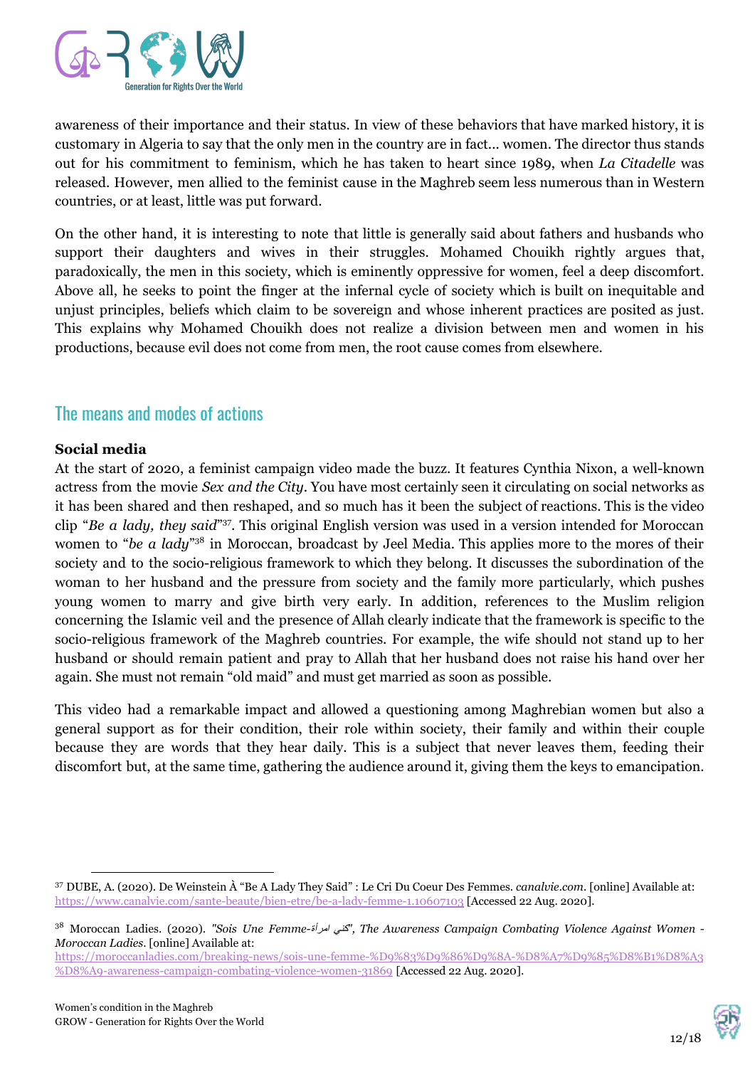awareness of their importance and their status. In view of these behaviors that have marked history, it is customary in Algeria to say that the only men in the country are in fact... women. The director thus stands out for his commitment to feminism, which he has taken to heart since 1989, when *La Citadelle* was released. However, men allied to the feminist cause in the Maghreb seem less numerous than in Western countries, or at least, little was put forward.

On the other hand, it is interesting to note that little is generally said about fathers and husbands who support their daughters and wives in their struggles. Mohamed Chouikh rightly argues that, paradoxically, the men in this society, which is eminently oppressive for women, feel a deep discomfort. Above all, he seeks to point the finger at the infernal cycle of society which is built on inequitable and unjust principles, beliefs which claim to be sovereign and whose inherent practices are posited as just. This explains why Mohamed Chouikh does not realize a division between men and women in his productions, because evil does not come from men, the root cause comes from elsewhere.

## The means and modes of actions

**Social media**

At the start of 2020, a feminist campaign video made the buzz. It features Cynthia Nixon, a well-known actress from the movie *Sex and the City*. You have most certainly seen it circulating on social networks as it has been shared and then reshaped, and so much has it been the subject of reactions. This is the video clip "*Be a lady, they said*"[37]. This original English version was used in a version intended for Moroccan women to "*be a lady*"[38] in Moroccan, broadcast by Jeel Media. This applies more to the mores of their society and to the socio-religious framework to which they belong. It discusses the subordination of the woman to her husband and the pressure from society and the family more particularly, which pushes young women to marry and give birth very early. In addition, references to the Muslim religion concerning the Islamic veil and the presence of Allah clearly indicate that the framework is specific to the socio-religious framework of the Maghreb countries. For example, the wife should not stand up to her husband or should remain patient and pray to Allah that her husband does not raise his hand over her again. She must not remain "old maid" and must get married as soon as possible.

This video had a remarkable impact and allowed a questioning among Maghrebian women but also a general support as for their condition, their role within society, their family and within their couple because they are words that they hear daily. This is a subject that never leaves them, feeding their discomfort but, at the same time, gathering the audience around it, giving them the keys to emancipation.

---

[37] DUBE, A. (2020). De Weinstein À "Be A Lady They Said" : Le Cri Du Coeur Des Femmes. *canalvie.com*. [online] Available at: https://www.canalvie.com/sante-beaute/bien-etre/be-a-lady-femme-1.10607103 [Accessed 22 Aug. 2020].

[38] Moroccan Ladies. (2020). *"Sois Une Femme-كني امرأة", The Awareness Campaign Combating Violence Against Women - Moroccan Ladies*. [online] Available at: https://moroccanladies.com/breaking-news/sois-une-femme-%D9%83%D9%86%D9%8A-%D8%A7%D9%85%D8%B1%D8%A3%D8%A9-awareness-campaign-combating-violence-women-31869 [Accessed 22 Aug. 2020].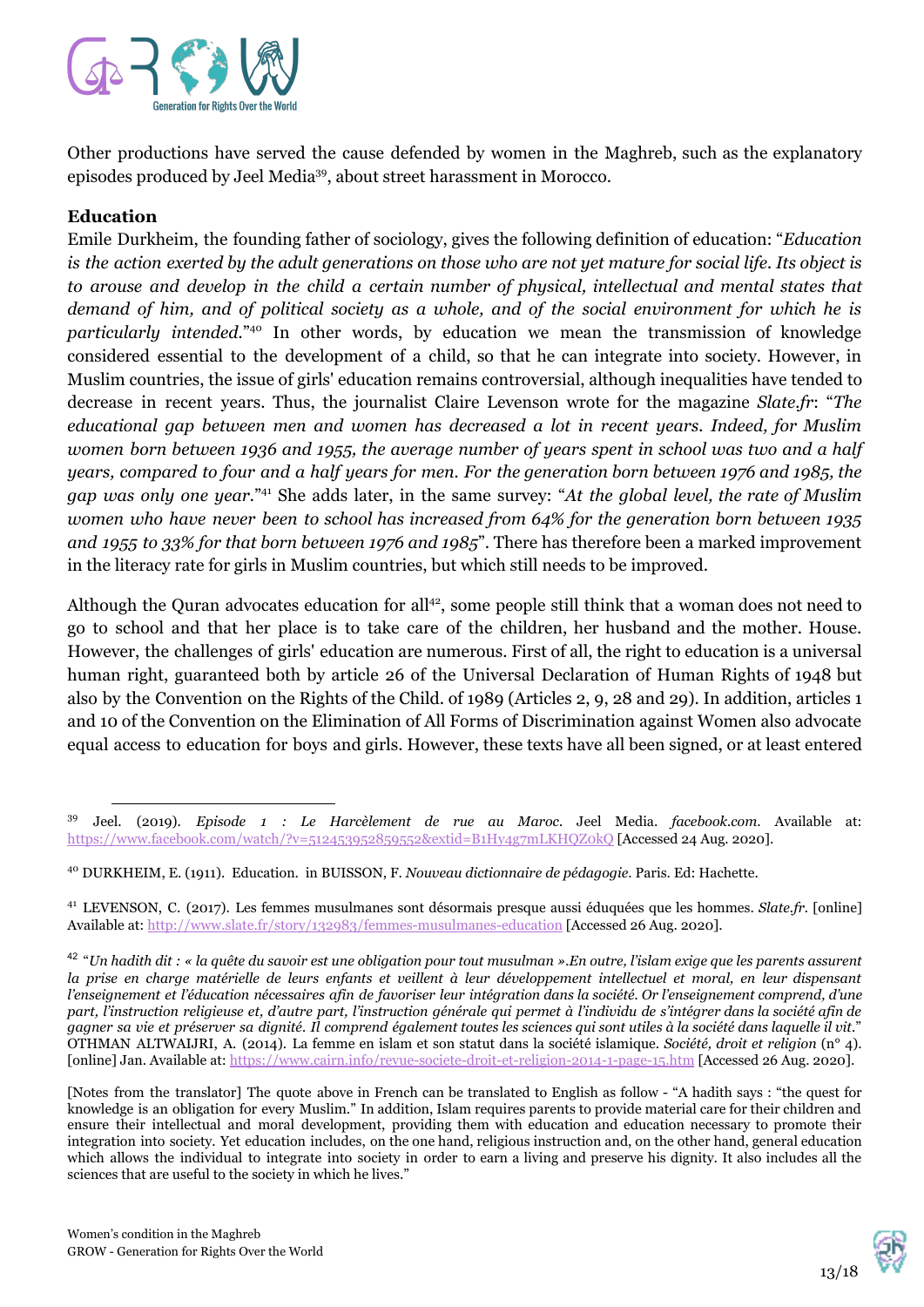Other productions have served the cause defended by women in the Maghreb, such as the explanatory episodes produced by Jeel Media[39], about street harassment in Morocco.

**Education**

Emile Durkheim, the founding father of sociology, gives the following definition of education: "*Education is the action exerted by the adult generations on those who are not yet mature for social life. Its object is to arouse and develop in the child a certain number of physical, intellectual and mental states that demand of him, and of political society as a whole, and of the social environment for which he is particularly intended.*"[40] In other words, by education we mean the transmission of knowledge considered essential to the development of a child, so that he can integrate into society. However, in Muslim countries, the issue of girls' education remains controversial, although inequalities have tended to decrease in recent years. Thus, the journalist Claire Levenson wrote for the magazine *Slate.fr*: "*The educational gap between men and women has decreased a lot in recent years. Indeed, for Muslim women born between 1936 and 1955, the average number of years spent in school was two and a half years, compared to four and a half years for men. For the generation born between 1976 and 1985, the gap was only one year.*"[41] She adds later, in the same survey: "*At the global level, the rate of Muslim women who have never been to school has increased from 64% for the generation born between 1935 and 1955 to 33% for that born between 1976 and 1985*". There has therefore been a marked improvement in the literacy rate for girls in Muslim countries, but which still needs to be improved.

Although the Quran advocates education for all[42], some people still think that a woman does not need to go to school and that her place is to take care of the children, her husband and the mother. House. However, the challenges of girls' education are numerous. First of all, the right to education is a universal human right, guaranteed both by article 26 of the Universal Declaration of Human Rights of 1948 but also by the Convention on the Rights of the Child. of 1989 (Articles 2, 9, 28 and 29). In addition, articles 1 and 10 of the Convention on the Elimination of All Forms of Discrimination against Women also advocate equal access to education for boys and girls. However, these texts have all been signed, or at least entered

---

[39] Jeel. (2019). *Episode 1 : Le Harcèlement de rue au Maroc*. Jeel Media. *facebook.com*. Available at: https://www.facebook.com/watch/?v=512453952859552&extid=B1Hy4g7mLKHQZ0kQ [Accessed 24 Aug. 2020].

[40] DURKHEIM, E. (1911). Education. in BUISSON, F. *Nouveau dictionnaire de pédagogie*. Paris. Ed: Hachette.

[41] LEVENSON, C. (2017). Les femmes musulmanes sont désormais presque aussi éduquées que les hommes. *Slate.fr*. [online] Available at: http://www.slate.fr/story/132983/femmes-musulmanes-education [Accessed 26 Aug. 2020].

[42] "*Un hadith dit : « la quête du savoir est une obligation pour tout musulman ».En outre, l'islam exige que les parents assurent la prise en charge matérielle de leurs enfants et veillent à leur développement intellectuel et moral, en leur dispensant l'enseignement et l'éducation nécessaires afin de favoriser leur intégration dans la société. Or l'enseignement comprend, d'une part, l'instruction religieuse et, d'autre part, l'instruction générale qui permet à l'individu de s'intégrer dans la société afin de gagner sa vie et préserver sa dignité. Il comprend également toutes les sciences qui sont utiles à la société dans laquelle il vit.*" OTHMAN ALTWAIJRI, A. (2014). La femme en islam et son statut dans la société islamique. *Société, droit et religion* (n° 4). [online] Jan. Available at: https://www.cairn.info/revue-societe-droit-et-religion-2014-1-page-15.htm [Accessed 26 Aug. 2020].

[Notes from the translator] The quote above in French can be translated to English as follow - "A hadith says : "the quest for knowledge is an obligation for every Muslim." In addition, Islam requires parents to provide material care for their children and ensure their intellectual and moral development, providing them with education and education necessary to promote their integration into society. Yet education includes, on the one hand, religious instruction and, on the other hand, general education which allows the individual to integrate into society in order to earn a living and preserve his dignity. It also includes all the sciences that are useful to the society in which he lives."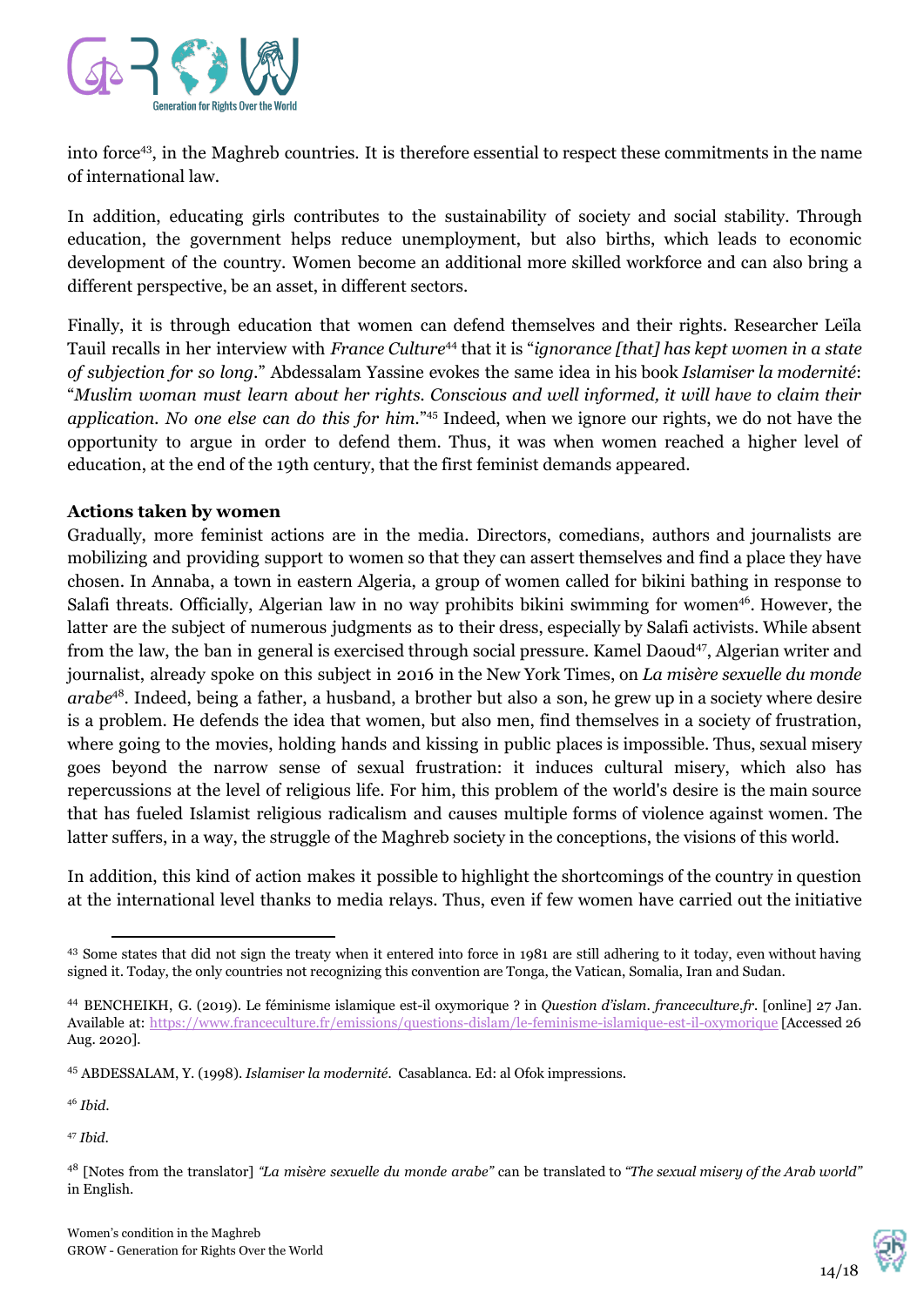into force[43], in the Maghreb countries. It is therefore essential to respect these commitments in the name of international law.

In addition, educating girls contributes to the sustainability of society and social stability. Through education, the government helps reduce unemployment, but also births, which leads to economic development of the country. Women become an additional more skilled workforce and can also bring a different perspective, be an asset, in different sectors.

Finally, it is through education that women can defend themselves and their rights. Researcher Leïla Tauil recalls in her interview with *France Culture*[44] that it is "*ignorance [that] has kept women in a state of subjection for so long*." Abdessalam Yassine evokes the same idea in his book *Islamiser la modernité*: "*Muslim woman must learn about her rights. Conscious and well informed, it will have to claim their application. No one else can do this for him.*"[45] Indeed, when we ignore our rights, we do not have the opportunity to argue in order to defend them. Thus, it was when women reached a higher level of education, at the end of the 19th century, that the first feminist demands appeared.

**Actions taken by women**

Gradually, more feminist actions are in the media. Directors, comedians, authors and journalists are mobilizing and providing support to women so that they can assert themselves and find a place they have chosen. In Annaba, a town in eastern Algeria, a group of women called for bikini bathing in response to Salafi threats. Officially, Algerian law in no way prohibits bikini swimming for women[46]. However, the latter are the subject of numerous judgments as to their dress, especially by Salafi activists. While absent from the law, the ban in general is exercised through social pressure. Kamel Daoud[47], Algerian writer and journalist, already spoke on this subject in 2016 in the New York Times, on *La misère sexuelle du monde arabe*[48]. Indeed, being a father, a husband, a brother but also a son, he grew up in a society where desire is a problem. He defends the idea that women, but also men, find themselves in a society of frustration, where going to the movies, holding hands and kissing in public places is impossible. Thus, sexual misery goes beyond the narrow sense of sexual frustration: it induces cultural misery, which also has repercussions at the level of religious life. For him, this problem of the world's desire is the main source that has fueled Islamist religious radicalism and causes multiple forms of violence against women. The latter suffers, in a way, the struggle of the Maghreb society in the conceptions, the visions of this world.

In addition, this kind of action makes it possible to highlight the shortcomings of the country in question at the international level thanks to media relays. Thus, even if few women have carried out the initiative

---

[43] Some states that did not sign the treaty when it entered into force in 1981 are still adhering to it today, even without having signed it. Today, the only countries not recognizing this convention are Tonga, the Vatican, Somalia, Iran and Sudan.

[44] BENCHEIKH, G. (2019). Le féminisme islamique est-il oxymorique ? in *Question d'islam. franceculture.fr*. [online] 27 Jan. Available at: https://www.franceculture.fr/emissions/questions-dislam/le-feminisme-islamique-est-il-oxymorique [Accessed 26 Aug. 2020].

[45] ABDESSALAM, Y. (1998). *Islamiser la modernité*. Casablanca. Ed: al Ofok impressions.

[46] *Ibid.*

[47] *Ibid.*

[48] [Notes from the translator] *"La misère sexuelle du monde arabe"* can be translated to *"The sexual misery of the Arab world"* in English.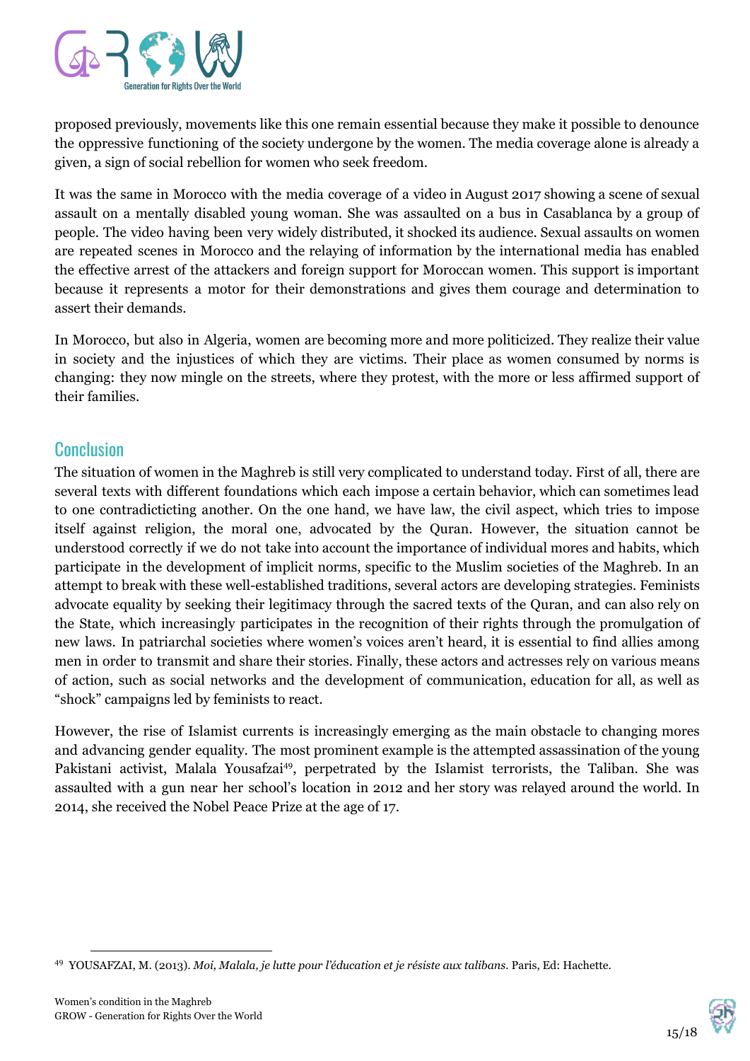proposed previously, movements like this one remain essential because they make it possible to denounce the oppressive functioning of the society undergone by the women. The media coverage alone is already a given, a sign of social rebellion for women who seek freedom.

It was the same in Morocco with the media coverage of a video in August 2017 showing a scene of sexual assault on a mentally disabled young woman. She was assaulted on a bus in Casablanca by a group of people. The video having been very widely distributed, it shocked its audience. Sexual assaults on women are repeated scenes in Morocco and the relaying of information by the international media has enabled the effective arrest of the attackers and foreign support for Moroccan women. This support is important because it represents a motor for their demonstrations and gives them courage and determination to assert their demands.

In Morocco, but also in Algeria, women are becoming more and more politicized. They realize their value in society and the injustices of which they are victims. Their place as women consumed by norms is changing: they now mingle on the streets, where they protest, with the more or less affirmed support of their families.

## Conclusion

The situation of women in the Maghreb is still very complicated to understand today. First of all, there are several texts with different foundations which each impose a certain behavior, which can sometimes lead to one contradicticting another. On the one hand, we have law, the civil aspect, which tries to impose itself against religion, the moral one, advocated by the Quran. However, the situation cannot be understood correctly if we do not take into account the importance of individual mores and habits, which participate in the development of implicit norms, specific to the Muslim societies of the Maghreb. In an attempt to break with these well-established traditions, several actors are developing strategies. Feminists advocate equality by seeking their legitimacy through the sacred texts of the Quran, and can also rely on the State, which increasingly participates in the recognition of their rights through the promulgation of new laws. In patriarchal societies where women's voices aren't heard, it is essential to find allies among men in order to transmit and share their stories. Finally, these actors and actresses rely on various means of action, such as social networks and the development of communication, education for all, as well as "shock" campaigns led by feminists to react.

However, the rise of Islamist currents is increasingly emerging as the main obstacle to changing mores and advancing gender equality. The most prominent example is the attempted assassination of the young Pakistani activist, Malala Yousafzai[49], perpetrated by the Islamist terrorists, the Taliban. She was assaulted with a gun near her school's location in 2012 and her story was relayed around the world. In 2014, she received the Nobel Peace Prize at the age of 17.

---

[49] YOUSAFZAI, M. (2013). *Moi, Malala, je lutte pour l'éducation et je résiste aux talibans*. Paris, Ed: Hachette.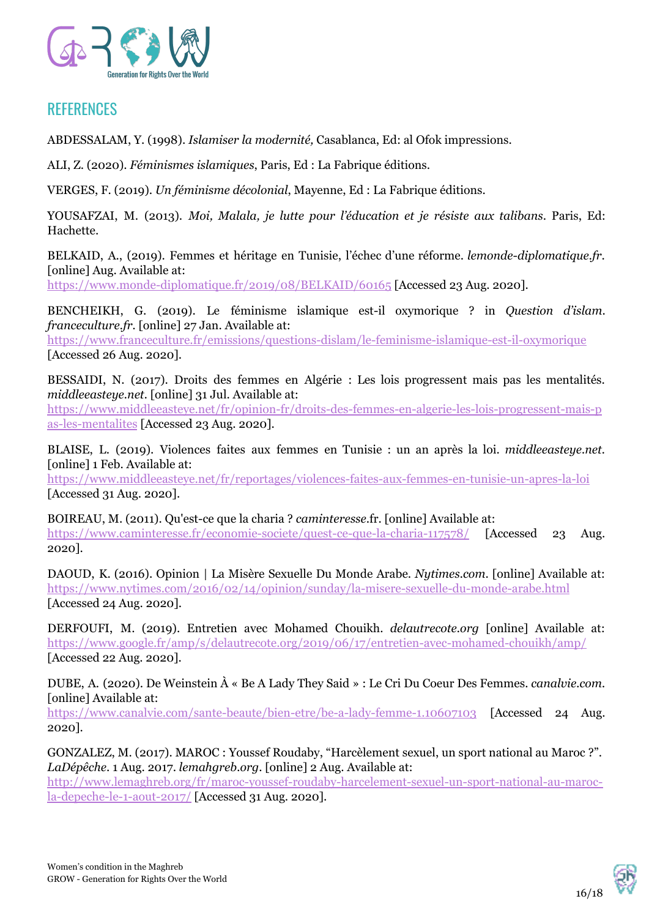## REFERENCES

ABDESSALAM, Y. (1998). *Islamiser la modernité,* Casablanca, Ed: al Ofok impressions.

ALI, Z. (2020). *Féminismes islamiques*, Paris, Ed : La Fabrique éditions.

VERGES, F. (2019). *Un féminisme décolonial*, Mayenne, Ed : La Fabrique éditions.

YOUSAFZAI, M. (2013). *Moi, Malala, je lutte pour l'éducation et je résiste aux talibans*. Paris, Ed: Hachette.

BELKAID, A., (2019). Femmes et héritage en Tunisie, l'échec d'une réforme. *lemonde-diplomatique.fr*. [online] Aug. Available at: https://www.monde-diplomatique.fr/2019/08/BELKAID/60165 [Accessed 23 Aug. 2020].

BENCHEIKH, G. (2019). Le féminisme islamique est-il oxymorique ? in *Question d'islam*. *franceculture.fr*. [online] 27 Jan. Available at: https://www.franceculture.fr/emissions/questions-dislam/le-feminisme-islamique-est-il-oxymorique [Accessed 26 Aug. 2020].

BESSAIDI, N. (2017). Droits des femmes en Algérie : Les lois progressent mais pas les mentalités. *middleeasteye.net*. [online] 31 Jul. Available at: https://www.middleeasteye.net/fr/opinion-fr/droits-des-femmes-en-algerie-les-lois-progressent-mais-pas-les-mentalites [Accessed 23 Aug. 2020].

BLAISE, L. (2019). Violences faites aux femmes en Tunisie : un an après la loi. *middleeasteye.net*. [online] 1 Feb. Available at: https://www.middleeasteye.net/fr/reportages/violences-faites-aux-femmes-en-tunisie-un-apres-la-loi [Accessed 31 Aug. 2020].

BOIREAU, M. (2011). Qu'est-ce que la charia ? *caminteresse*.fr. [online] Available at: https://www.caminteresse.fr/economie-societe/quest-ce-que-la-charia-117578/ [Accessed 23 Aug. 2020].

DAOUD, K. (2016). Opinion | La Misère Sexuelle Du Monde Arabe. *Nytimes.com*. [online] Available at: https://www.nytimes.com/2016/02/14/opinion/sunday/la-misere-sexuelle-du-monde-arabe.html [Accessed 24 Aug. 2020].

DERFOUFI, M. (2019). Entretien avec Mohamed Chouikh. *delautrecote.org* [online] Available at: https://www.google.fr/amp/s/delautrecote.org/2019/06/17/entretien-avec-mohamed-chouikh/amp/ [Accessed 22 Aug. 2020].

DUBE, A. (2020). De Weinstein À « Be A Lady They Said » : Le Cri Du Coeur Des Femmes. *canalvie.com*. [online] Available at: https://www.canalvie.com/sante-beaute/bien-etre/be-a-lady-femme-1.10607103 [Accessed 24 Aug. 2020].

GONZALEZ, M. (2017). MAROC : Youssef Roudaby, "Harcèlement sexuel, un sport national au Maroc ?". *LaDépêche*. 1 Aug. 2017. *lemahgreb.org*. [online] 2 Aug. Available at: http://www.lemaghreb.org/fr/maroc-youssef-roudaby-harcelement-sexuel-un-sport-national-au-maroc-la-depeche-le-1-aout-2017/ [Accessed 31 Aug. 2020].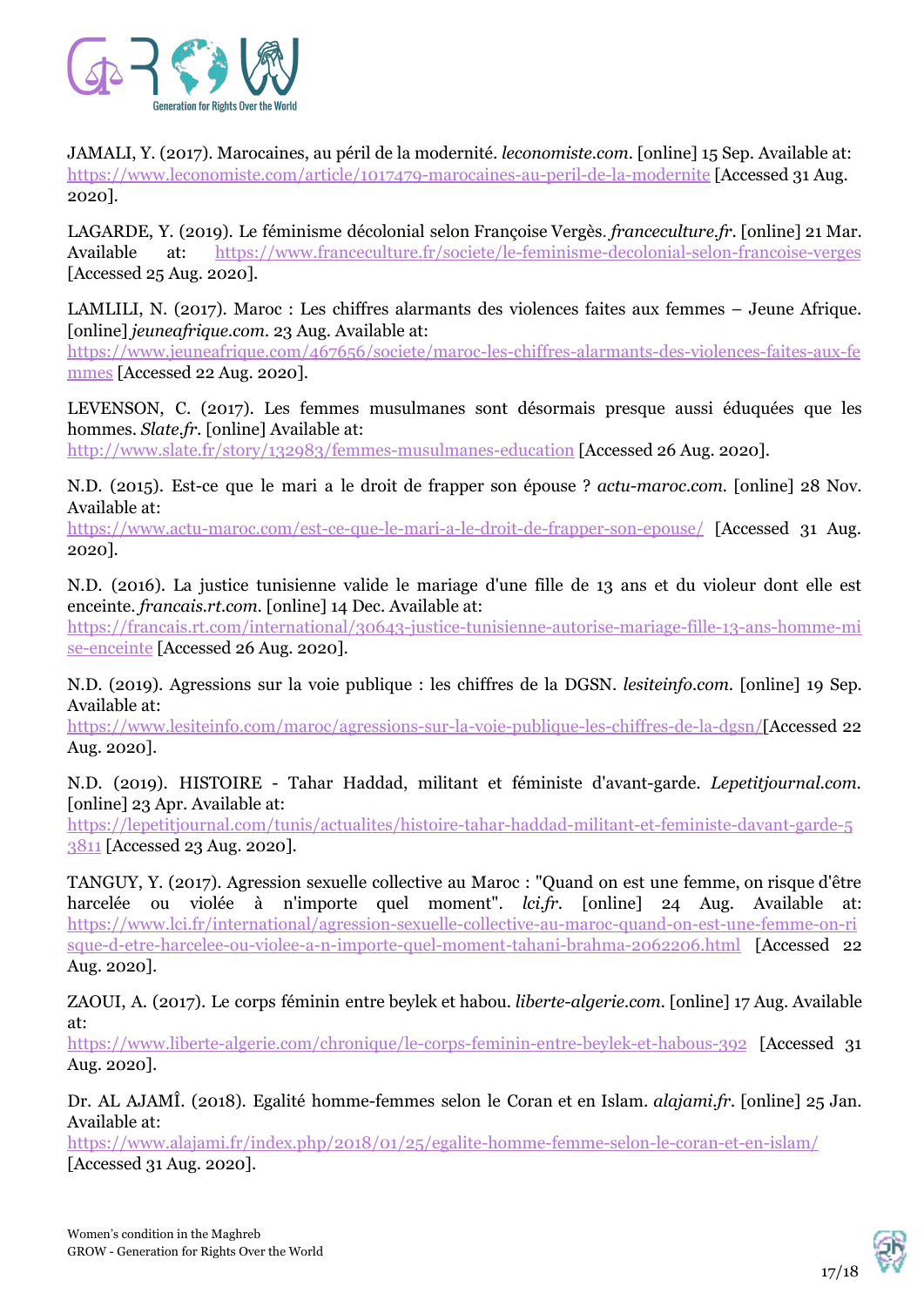JAMALI, Y. (2017). Marocaines, au péril de la modernité. *leconomiste.com*. [online] 15 Sep. Available at: https://www.leconomiste.com/article/1017479-marocaines-au-peril-de-la-modernite [Accessed 31 Aug. 2020].

LAGARDE, Y. (2019). Le féminisme décolonial selon Françoise Vergès. *franceculture.fr*. [online] 21 Mar. Available at: https://www.franceculture.fr/societe/le-feminisme-decolonial-selon-francoise-verges [Accessed 25 Aug. 2020].

LAMLILI, N. (2017). Maroc : Les chiffres alarmants des violences faites aux femmes – Jeune Afrique. [online] *jeuneafrique.com*. 23 Aug. Available at: https://www.jeuneafrique.com/467656/societe/maroc-les-chiffres-alarmants-des-violences-faites-aux-femmes [Accessed 22 Aug. 2020].

LEVENSON, C. (2017). Les femmes musulmanes sont désormais presque aussi éduquées que les hommes. *Slate.fr*. [online] Available at: http://www.slate.fr/story/132983/femmes-musulmanes-education [Accessed 26 Aug. 2020].

N.D. (2015). Est-ce que le mari a le droit de frapper son épouse ? *actu-maroc.com*. [online] 28 Nov. Available at: https://www.actu-maroc.com/est-ce-que-le-mari-a-le-droit-de-frapper-son-epouse/ [Accessed 31 Aug. 2020].

N.D. (2016). La justice tunisienne valide le mariage d'une fille de 13 ans et du violeur dont elle est enceinte. *francais.rt.com*. [online] 14 Dec. Available at: https://francais.rt.com/international/30643-justice-tunisienne-autorise-mariage-fille-13-ans-homme-mise-enceinte [Accessed 26 Aug. 2020].

N.D. (2019). Agressions sur la voie publique : les chiffres de la DGSN. *lesiteinfo.com*. [online] 19 Sep. Available at: https://www.lesiteinfo.com/maroc/agressions-sur-la-voie-publique-les-chiffres-de-la-dgsn/[Accessed 22 Aug. 2020].

N.D. (2019). HISTOIRE - Tahar Haddad, militant et féministe d'avant-garde. *Lepetitjournal.com*. [online] 23 Apr. Available at: https://lepetitjournal.com/tunis/actualites/histoire-tahar-haddad-militant-et-feministe-davant-garde-53811 [Accessed 23 Aug. 2020].

TANGUY, Y. (2017). Agression sexuelle collective au Maroc : "Quand on est une femme, on risque d'être harcelée ou violée à n'importe quel moment". *lci.fr*. [online] 24 Aug. Available at: https://www.lci.fr/international/agression-sexuelle-collective-au-maroc-quand-on-est-une-femme-on-risque-d-etre-harcelee-ou-violee-a-n-importe-quel-moment-tahani-brahma-2062206.html [Accessed 22 Aug. 2020].

ZAOUI, A. (2017). Le corps féminin entre beylek et habou. *liberte-algerie.com*. [online] 17 Aug. Available at: https://www.liberte-algerie.com/chronique/le-corps-feminin-entre-beylek-et-habous-392 [Accessed 31 Aug. 2020].

Dr. AL AJAMÎ. (2018). Egalité homme-femmes selon le Coran et en Islam. *alajami.fr*. [online] 25 Jan. Available at: https://www.alajami.fr/index.php/2018/01/25/egalite-homme-femme-selon-le-coran-et-en-islam/ [Accessed 31 Aug. 2020].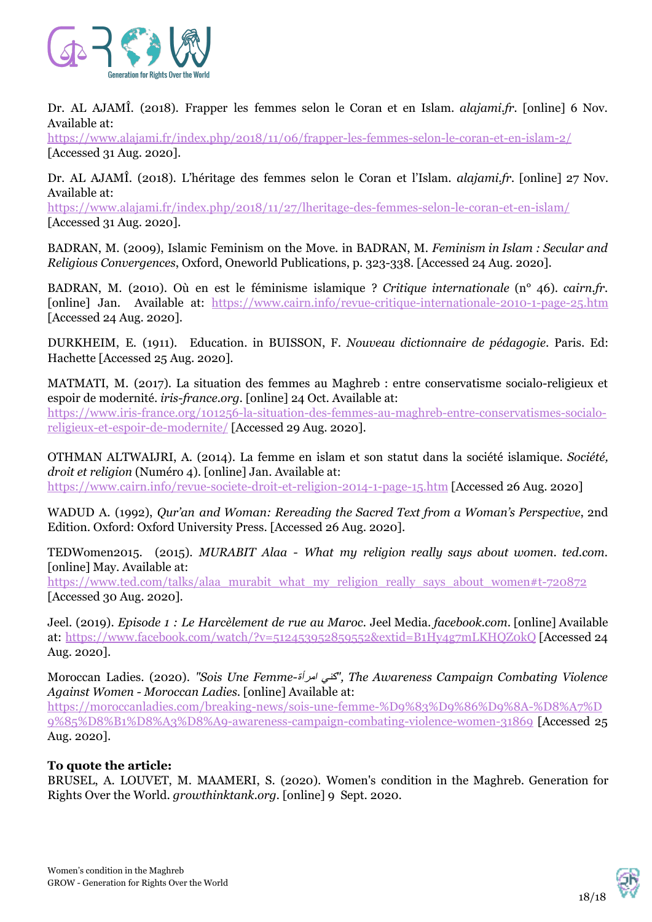Dr. AL AJAMÎ. (2018). Frapper les femmes selon le Coran et en Islam. *alajami.fr*. [online] 6 Nov. Available at: https://www.alajami.fr/index.php/2018/11/06/frapper-les-femmes-selon-le-coran-et-en-islam-2/ [Accessed 31 Aug. 2020].

Dr. AL AJAMÎ. (2018). L'héritage des femmes selon le Coran et l'Islam. *alajami.fr*. [online] 27 Nov. Available at: https://www.alajami.fr/index.php/2018/11/27/lheritage-des-femmes-selon-le-coran-et-en-islam/ [Accessed 31 Aug. 2020].

BADRAN, M. (2009), Islamic Feminism on the Move. in BADRAN, M. *Feminism in Islam : Secular and Religious Convergences*, Oxford, Oneworld Publications, p. 323-338. [Accessed 24 Aug. 2020].

BADRAN, M. (2010). Où en est le féminisme islamique ? *Critique internationale* (n° 46). *cairn.fr*. [online] Jan. Available at: https://www.cairn.info/revue-critique-internationale-2010-1-page-25.htm [Accessed 24 Aug. 2020].

DURKHEIM, E. (1911). Education. in BUISSON, F. *Nouveau dictionnaire de pédagogie*. Paris. Ed: Hachette [Accessed 25 Aug. 2020].

MATMATI, M. (2017). La situation des femmes au Maghreb : entre conservatisme socialo-religieux et espoir de modernité. *iris-france.org*. [online] 24 Oct. Available at: https://www.iris-france.org/101256-la-situation-des-femmes-au-maghreb-entre-conservatismes-socialo-religieux-et-espoir-de-modernite/ [Accessed 29 Aug. 2020].

OTHMAN ALTWAIJRI, A. (2014). La femme en islam et son statut dans la société islamique. *Société, droit et religion* (Numéro 4). [online] Jan. Available at: https://www.cairn.info/revue-societe-droit-et-religion-2014-1-page-15.htm [Accessed 26 Aug. 2020]

WADUD A. (1992), *Qur'an and Woman: Rereading the Sacred Text from a Woman's Perspective*, 2nd Edition. Oxford: Oxford University Press. [Accessed 26 Aug. 2020].

TEDWomen2015. (2015). *MURABIT Alaa - What my religion really says about women*. *ted.com*. [online] May. Available at: https://www.ted.com/talks/alaa_murabit_what_my_religion_really_says_about_women#t-720872 [Accessed 30 Aug. 2020].

Jeel. (2019). *Episode 1 : Le Harcèlement de rue au Maroc*. Jeel Media. *facebook.com*. [online] Available at: https://www.facebook.com/watch/?v=512453952859552&extid=B1Hy4g7mLKHQZ0kQ [Accessed 24 Aug. 2020].

Moroccan Ladies. (2020). *"Sois Une Femme-كني امرأة", The Awareness Campaign Combating Violence Against Women - Moroccan Ladies*. [online] Available at: https://moroccanladies.com/breaking-news/sois-une-femme-%D9%83%D9%86%D9%8A-%D8%A7%D9%85%D8%B1%D8%A3%D8%A9-awareness-campaign-combating-violence-women-31869 [Accessed 25 Aug. 2020].

**To quote the article:**
BRUSEL, A. LOUVET, M. MAAMERI, S. (2020). Women's condition in the Maghreb. Generation for Rights Over the World. *growthinktank.org*. [online] 9 Sept. 2020.